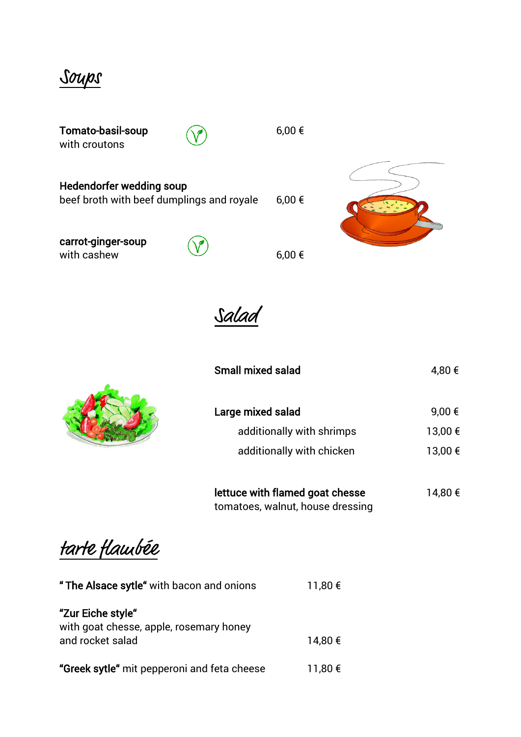## Soups

**Tomato-basil-soup** 6,00 €
with croutons

**Hedendorfer wedding soup**
beef broth with beef dumplings and royale 6,00 €

**carrot-ginger-soup**
with cashew 6,00 €

## Salad

**Small mixed salad** 4,80 €

**Large mixed salad** 9,00 €
additionally with shrimps 13,00 €
additionally with chicken 13,00 €

**lettuce with flamed goat chesse** 14,80 €
tomatoes, walnut, house dressing

## tarte flambée

**" The Alsace sytle"** with bacon and onions 11,80 €

**"Zur Eiche style"**
with goat chesse, apple, rosemary honey
and rocket salad 14,80 €

**"Greek sytle"** mit pepperoni and feta cheese 11,80 €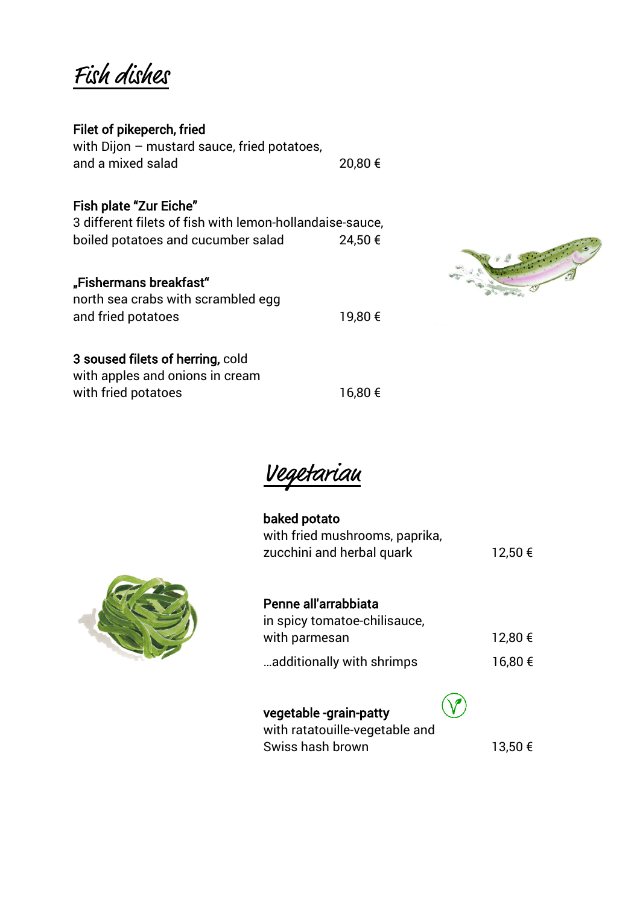# Fish dishes

**Filet of pikeperch, fried**
with Dijon – mustard sauce, fried potatoes,
and a mixed salad 20,80 €

**Fish plate "Zur Eiche"**
3 different filets of fish with lemon-hollandaise-sauce,
boiled potatoes and cucumber salad 24,50 €

**„Fishermans breakfast"**
north sea crabs with scrambled egg
and fried potatoes 19,80 €

**3 soused filets of herring,** cold
with apples and onions in cream
with fried potatoes 16,80 €

# Vegetarian

**baked potato**
with fried mushrooms, paprika,
zucchini and herbal quark 12,50 €

**Penne all'arrabbiata**
in spicy tomatoe-chilisauce,
with parmesan 12,80 €

…additionally with shrimps 16,80 €

**vegetable -grain-patty**
with ratatouille-vegetable and
Swiss hash brown 13,50 €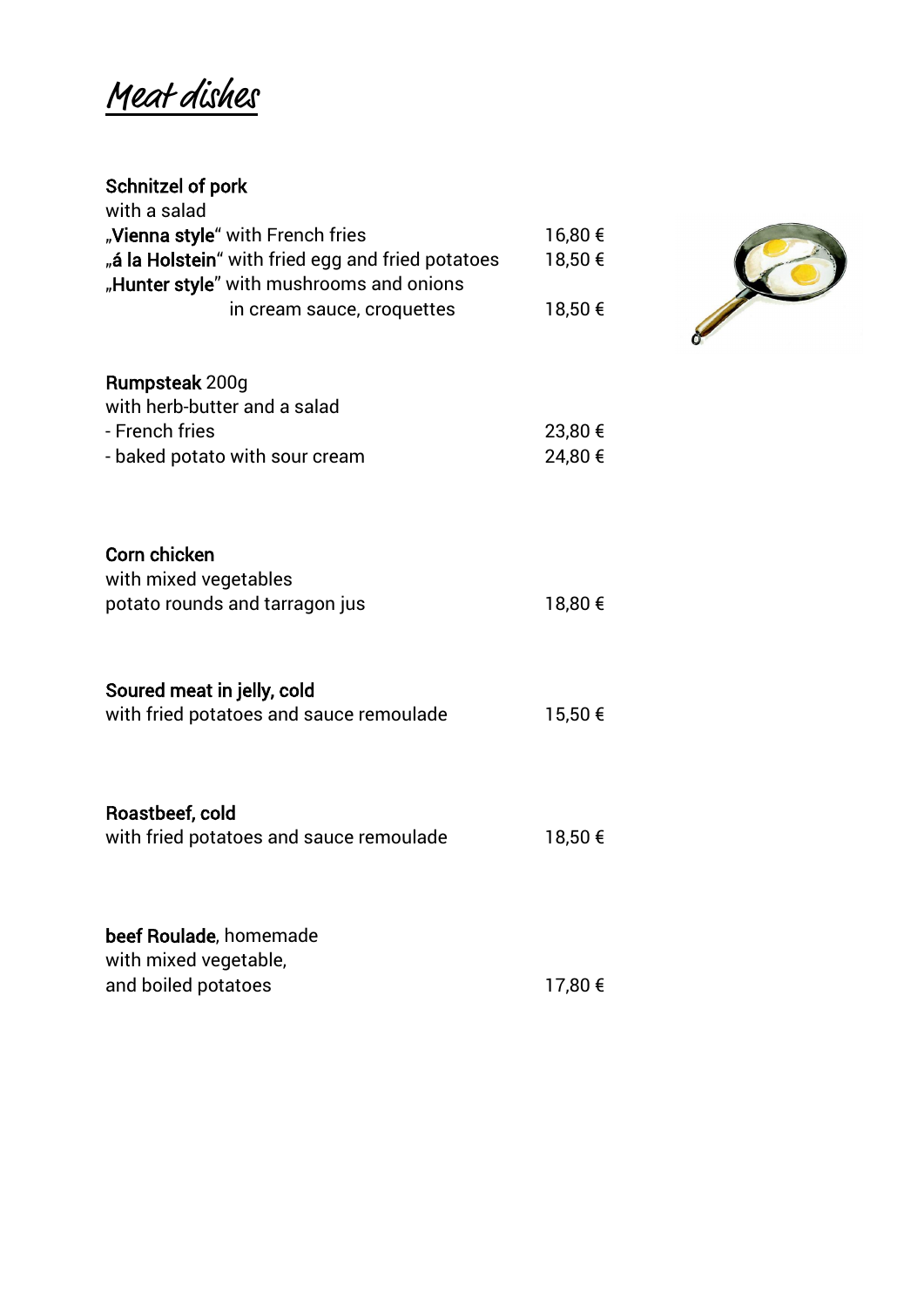# Meat dishes

**Schnitzel of pork**
with a salad

| | |
|---|---|
| „**Vienna style**" with French fries | 16,80 € |
| „**á la Holstein**" with fried egg and fried potatoes | 18,50 € |
| „**Hunter style**" with mushrooms and onions in cream sauce, croquettes | 18,50 € |

**Rumpsteak** 200g
with herb-butter and a salad

| | |
|---|---|
| - French fries | 23,80 € |
| - baked potato with sour cream | 24,80 € |

**Corn chicken**
with mixed vegetables
potato rounds and tarragon jus — 18,80 €

**Soured meat in jelly, cold**
with fried potatoes and sauce remoulade — 15,50 €

**Roastbeef, cold**
with fried potatoes and sauce remoulade — 18,50 €

**beef Roulade**, homemade
with mixed vegetable,
and boiled potatoes — 17,80 €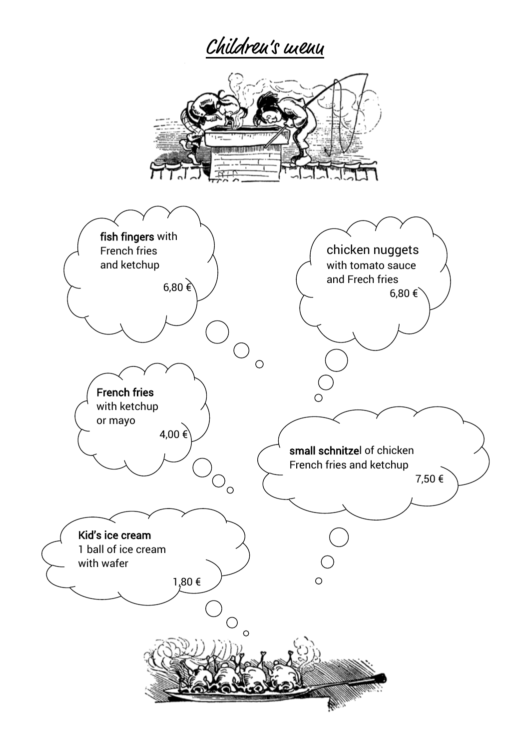# Children's menu

**fish fingers** with
French fries
and ketchup

6,80 €

chicken nuggets
with tomato sauce
and Frech fries

6,80 €

**French fries**
with ketchup
or mayo

4,00 €

**small schnitze**l of chicken
French fries and ketchup

7,50 €

**Kid's ice cream**
1 ball of ice cream
with wafer

1,80 €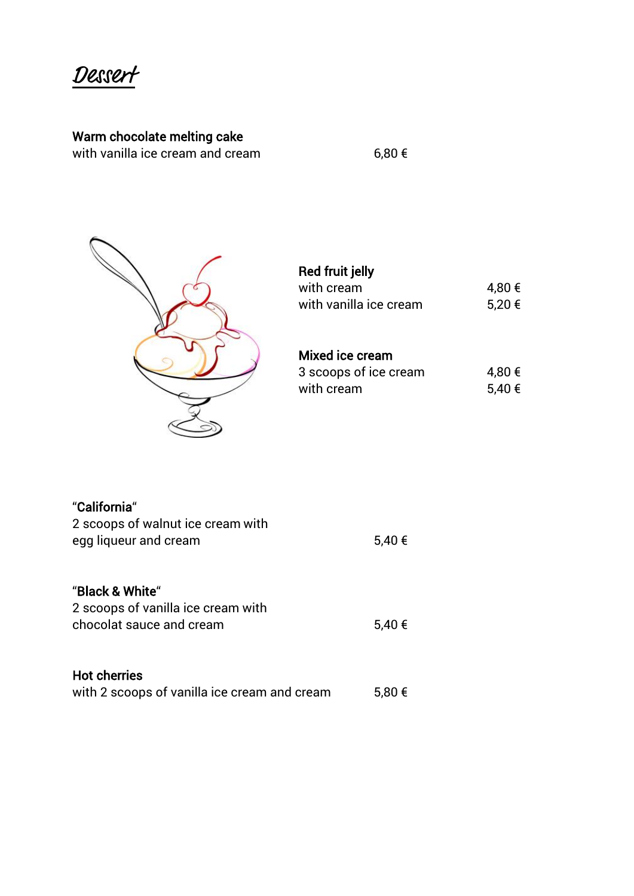# Dessert

**Warm chocolate melting cake**
with vanilla ice cream and cream 6,80 €

**Red fruit jelly**
with cream 4,80 €
with vanilla ice cream 5,20 €

**Mixed ice cream**
3 scoops of ice cream 4,80 €
with cream 5,40 €

“**California**“
2 scoops of walnut ice cream with
egg liqueur and cream 5,40 €

“**Black & White**“
2 scoops of vanilla ice cream with
chocolat sauce and cream 5,40 €

**Hot cherries**
with 2 scoops of vanilla ice cream and cream 5,80 €